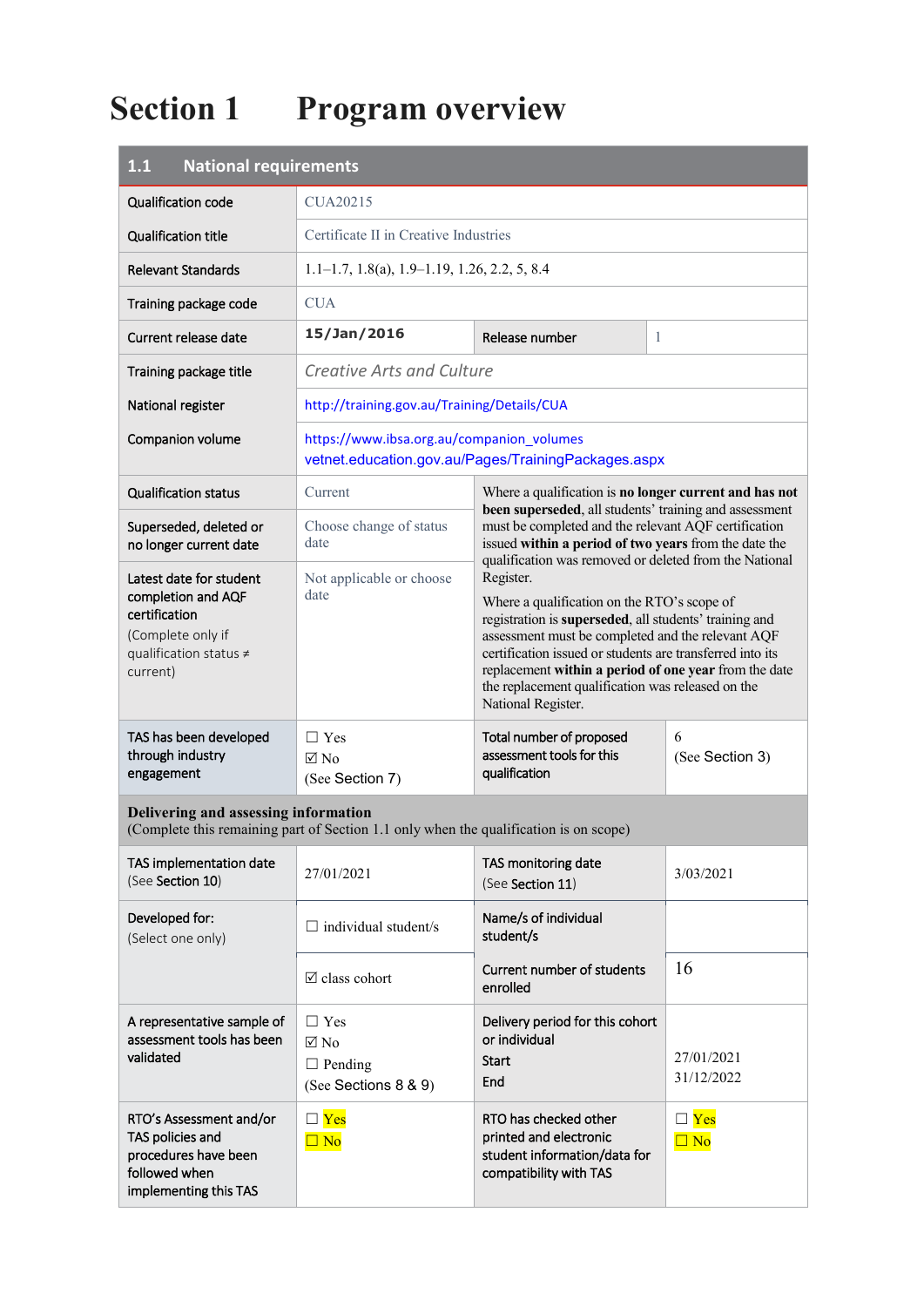# Section 1 Program overview

| 1.1 National requirements | | | |
|---|---|---|---|
| Qualification code | CUA20215 | | |
| Qualification title | Certificate II in Creative Industries | | |
| Relevant Standards | 1.1–1.7, 1.8(a), 1.9–1.19, 1.26, 2.2, 5, 8.4 | | |
| Training package code | CUA | | |
| Current release date | 15/Jan/2016 | Release number | 1 |
| Training package title | *Creative Arts and Culture* | | |
| National register | http://training.gov.au/Training/Details/CUA | | |
| Companion volume | https://www.ibsa.org.au/companion_volumes<br>vetnet.education.gov.au/Pages/TrainingPackages.aspx | | |
| Qualification status | Current | Where a qualification is **no longer current and has not been superseded**, all students' training and assessment must be completed and the relevant AQF certification issued **within** a **period of two years** from the date the qualification was removed or deleted from the National Register.<br><br>Where a qualification on the RTO's scope of registration is **superseded**, all students' training and assessment must be completed and the relevant AQF certification issued or students are transferred into its replacement **within a period of one year** from the date the replacement qualification was released on the National Register. | |
| Superseded, deleted or no longer current date | Choose change of status date | | |
| Latest date for student completion and AQF certification<br>(Complete only if qualification status ≠ current) | Not applicable or choose date | | |
| TAS has been developed through industry engagement | ☐ Yes<br>☑ No<br>(See Section 7) | Total number of proposed assessment tools for this qualification | 6<br>(See Section 3) |
| **Delivering and assessing information**<br>(Complete this remaining part of Section 1.1 only when the qualification is on scope) | | | |
| TAS implementation date<br>(See Section 10) | 27/01/2021 | TAS monitoring date<br>(See Section 11) | 3/03/2021 |
| Developed for:<br>(Select one only) | ☐ individual student/s | Name/s of individual student/s | |
| | ☑ class cohort | Current number of students enrolled | 16 |
| A representative sample of assessment tools has been validated | ☐ Yes<br>☑ No<br>☐ Pending<br>(See Sections 8 & 9) | Delivery period for this cohort or individual<br>Start<br>End | <br><br>27/01/2021<br>31/12/2022 |
| RTO's Assessment and/or TAS policies and procedures have been followed when implementing this TAS | ☐ Yes<br>☐ No | RTO has checked other printed and electronic student information/data for compatibility with TAS | ☐ Yes<br>☐ No |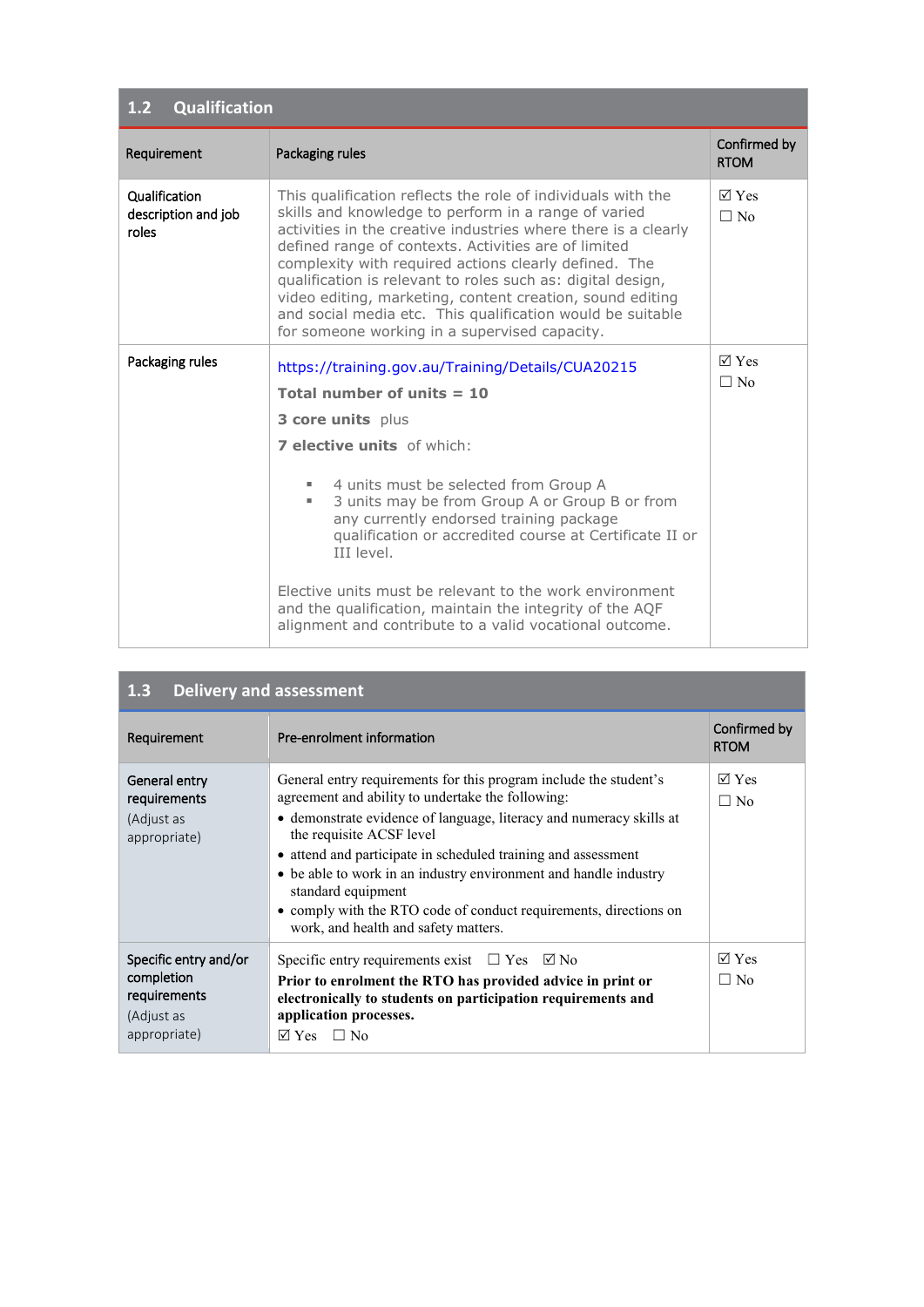## 1.2 Qualification

| Requirement | Packaging rules | Confirmed by RTOM |
|---|---|---|
| Qualification description and job roles | This qualification reflects the role of individuals with the skills and knowledge to perform in a range of varied activities in the creative industries where there is a clearly defined range of contexts. Activities are of limited complexity with required actions clearly defined. The qualification is relevant to roles such as: digital design, video editing, marketing, content creation, sound editing and social media etc. This qualification would be suitable for someone working in a supervised capacity. | ☑ Yes<br>☐ No |
| Packaging rules | https://training.gov.au/Training/Details/CUA20215<br><br>**Total number of units = 10**<br><br>**3 core units** plus<br><br>**7 elective units** of which:<br><br>▪ 4 units must be selected from Group A<br>▪ 3 units may be from Group A or Group B or from any currently endorsed training package qualification or accredited course at Certificate II or III level.<br><br>Elective units must be relevant to the work environment and the qualification, maintain the integrity of the AQF alignment and contribute to a valid vocational outcome. | ☑ Yes<br>☐ No |

## 1.3 Delivery and assessment

| Requirement | Pre-enrolment information | Confirmed by RTOM |
|---|---|---|
| General entry requirements<br>(Adjust as appropriate) | General entry requirements for this program include the student's agreement and ability to undertake the following:<br>• demonstrate evidence of language, literacy and numeracy skills at the requisite ACSF level<br>• attend and participate in scheduled training and assessment<br>• be able to work in an industry environment and handle industry standard equipment<br>• comply with the RTO code of conduct requirements, directions on work, and health and safety matters. | ☑ Yes<br>☐ No |
| Specific entry and/or completion requirements<br>(Adjust as appropriate) | Specific entry requirements exist ☐ Yes ☑ No<br>**Prior to enrolment the RTO has provided advice in print or electronically to students on participation requirements and application processes.**<br>☑ Yes ☐ No | ☑ Yes<br>☐ No |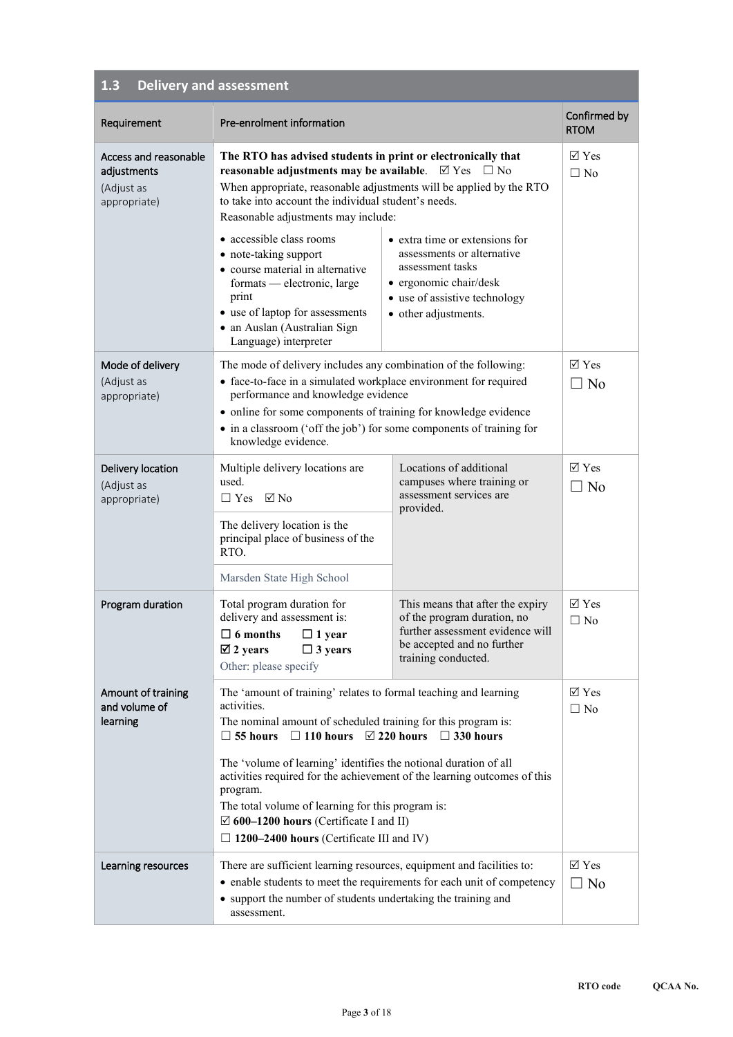## 1.3 Delivery and assessment

| Requirement | Pre-enrolment information | | Confirmed by RTOM |
|---|---|---|---|
| Access and reasonable adjustments (Adjust as appropriate) | **The RTO has advised students in print or electronically that reasonable adjustments may be available**. ☑ Yes ☐ No<br>When appropriate, reasonable adjustments will be applied by the RTO to take into account the individual student's needs.<br>Reasonable adjustments may include:<br>• accessible class rooms<br>• note-taking support<br>• course material in alternative formats — electronic, large print<br>• use of laptop for assessments<br>• an Auslan (Australian Sign Language) interpreter | • extra time or extensions for assessments or alternative assessment tasks<br>• ergonomic chair/desk<br>• use of assistive technology<br>• other adjustments. | ☑ Yes<br>☐ No |
| Mode of delivery (Adjust as appropriate) | The mode of delivery includes any combination of the following:<br>• face-to-face in a simulated workplace environment for required performance and knowledge evidence<br>• online for some components of training for knowledge evidence<br>• in a classroom ('off the job') for some components of training for knowledge evidence. | | ☑ Yes<br>☐ No |
| Delivery location (Adjust as appropriate) | Multiple delivery locations are used.<br>☐ Yes ☑ No<br>The delivery location is the principal place of business of the RTO.<br>Marsden State High School | Locations of additional campuses where training or assessment services are provided. | ☑ Yes<br>☐ No |
| Program duration | Total program duration for delivery and assessment is:<br>☐ **6 months** ☐ **1 year**<br>☑ **2 years** ☐ **3 years**<br>Other: please specify | This means that after the expiry of the program duration, no further assessment evidence will be accepted and no further training conducted. | ☑ Yes<br>☐ No |
| Amount of training and volume of learning | The 'amount of training' relates to formal teaching and learning activities.<br>The nominal amount of scheduled training for this program is:<br>☐ **55 hours** ☐ **110 hours** ☑ **220 hours** ☐ **330 hours**<br>The 'volume of learning' identifies the notional duration of all activities required for the achievement of the learning outcomes of this program.<br>The total volume of learning for this program is:<br>☑ **600–1200 hours** (Certificate I and II)<br>☐ **1200–2400 hours** (Certificate III and IV) | | ☑ Yes<br>☐ No |
| Learning resources | There are sufficient learning resources, equipment and facilities to:<br>• enable students to meet the requirements for each unit of competency<br>• support the number of students undertaking the training and assessment. | | ☑ Yes<br>☐ No |

RTO code QCAA No.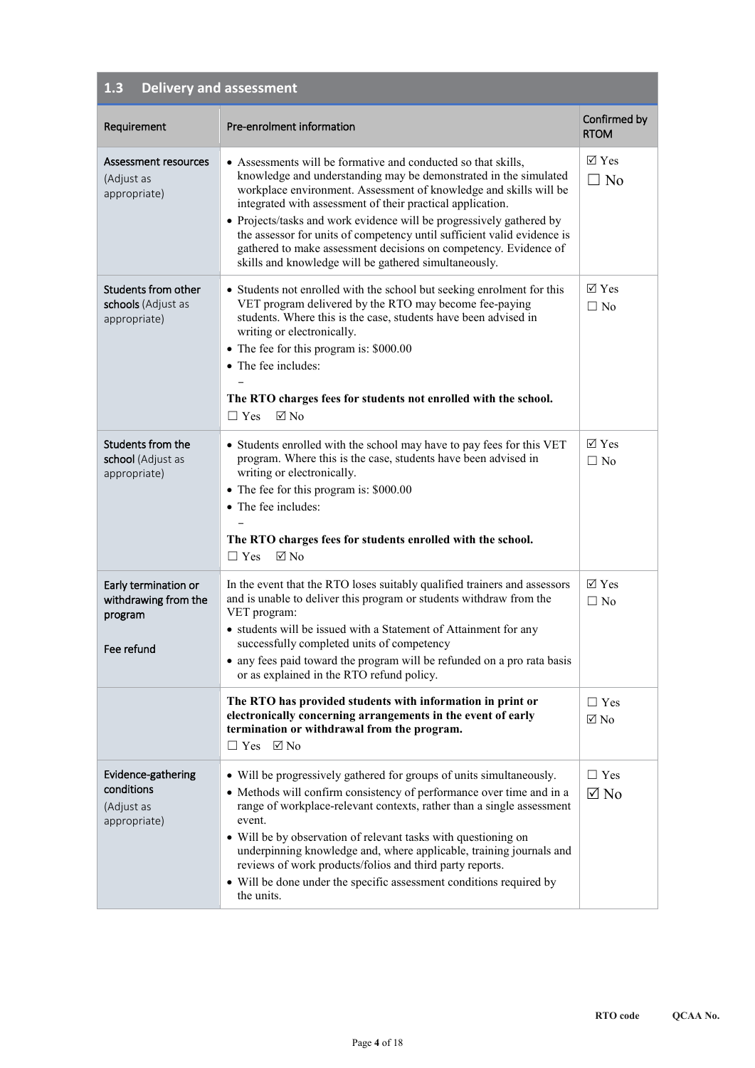## 1.3 Delivery and assessment

| Requirement | Pre-enrolment information | Confirmed by RTOM |
|---|---|---|
| **Assessment resources** (Adjust as appropriate) | • Assessments will be formative and conducted so that skills, knowledge and understanding may be demonstrated in the simulated workplace environment. Assessment of knowledge and skills will be integrated with assessment of their practical application.<br>• Projects/tasks and work evidence will be progressively gathered by the assessor for units of competency until sufficient valid evidence is gathered to make assessment decisions on competency. Evidence of skills and knowledge will be gathered simultaneously. | ☑ Yes<br>☐ No |
| **Students from other schools** (Adjust as appropriate) | • Students not enrolled with the school but seeking enrolment for this VET program delivered by the RTO may become fee-paying students. Where this is the case, students have been advised in writing or electronically.<br>• The fee for this program is: $000.00<br>• The fee includes:<br>–<br>**The RTO charges fees for students not enrolled with the school.**<br>☐ Yes ☑ No | ☑ Yes<br>☐ No |
| **Students from the school** (Adjust as appropriate) | • Students enrolled with the school may have to pay fees for this VET program. Where this is the case, students have been advised in writing or electronically.<br>• The fee for this program is: $000.00<br>• The fee includes:<br>–<br>**The RTO charges fees for students enrolled with the school.**<br>☐ Yes ☑ No | ☑ Yes<br>☐ No |
| **Early termination or withdrawing from the program**<br><br>**Fee refund** | In the event that the RTO loses suitably qualified trainers and assessors and is unable to deliver this program or students withdraw from the VET program:<br>• students will be issued with a Statement of Attainment for any successfully completed units of competency<br>• any fees paid toward the program will be refunded on a pro rata basis or as explained in the RTO refund policy. | ☑ Yes<br>☐ No |
| | **The RTO has provided students with information in print or electronically concerning arrangements in the event of early termination or withdrawal from the program.**<br>☐ Yes ☑ No | ☐ Yes<br>☑ No |
| **Evidence-gathering conditions** (Adjust as appropriate) | • Will be progressively gathered for groups of units simultaneously.<br>• Methods will confirm consistency of performance over time and in a range of workplace-relevant contexts, rather than a single assessment event.<br>• Will be by observation of relevant tasks with questioning on underpinning knowledge and, where applicable, training journals and reviews of work products/folios and third party reports.<br>• Will be done under the specific assessment conditions required by the units. | ☐ Yes<br>☑ No |

**RTO code** **QCAA No.**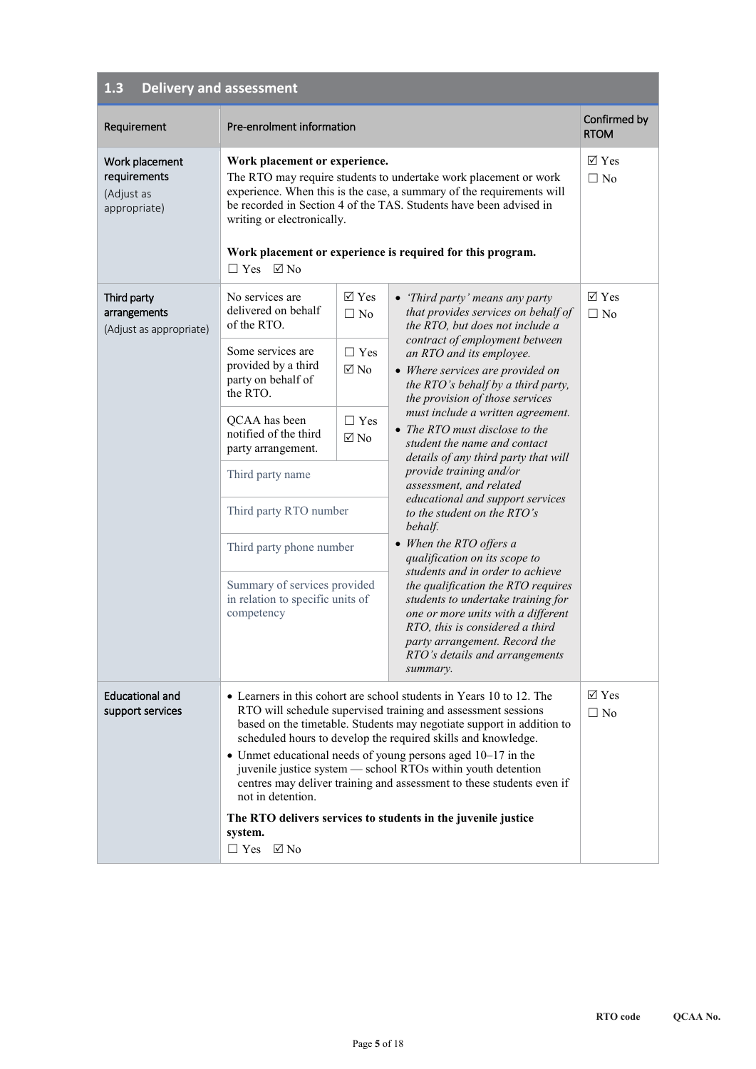## 1.3 Delivery and assessment

| Requirement | Pre-enrolment information | Confirmed by RTOM |
|---|---|---|
| Work placement requirements (Adjust as appropriate) | **Work placement or experience.**<br>The RTO may require students to undertake work placement or work experience. When this is the case, a summary of the requirements will be recorded in Section 4 of the TAS. Students have been advised in writing or electronically.<br><br>**Work placement or experience is required for this program.**<br>☐ Yes ☑ No | ☑ Yes<br>☐ No |
| Third party arrangements (Adjust as appropriate) | No services are delivered on behalf of the RTO. ☑ Yes ☐ No<br><br>Some services are provided by a third party on behalf of the RTO. ☐ Yes ☑ No<br><br>QCAA has been notified of the third party arrangement. ☐ Yes ☑ No<br><br>Third party name<br><br>Third party RTO number<br><br>Third party phone number<br><br>Summary of services provided in relation to specific units of competency<br><br>• *'Third party' means any party that provides services on behalf of the RTO, but does not include a contract of employment between an RTO and its employee.*<br>• *Where services are provided on the RTO's behalf by a third party, the provision of those services must include a written agreement.*<br>• *The RTO must disclose to the student the name and contact details of any third party that will provide training and/or assessment, and related educational and support services to the student on the RTO's behalf.*<br>• *When the RTO offers a qualification on its scope to students and in order to achieve the qualification the RTO requires students to undertake training for one or more units with a different RTO, this is considered a third party arrangement. Record the RTO's details and arrangements summary.* | ☑ Yes<br>☐ No |
| Educational and support services | • Learners in this cohort are school students in Years 10 to 12. The RTO will schedule supervised training and assessment sessions based on the timetable. Students may negotiate support in addition to scheduled hours to develop the required skills and knowledge.<br>• Unmet educational needs of young persons aged 10–17 in the juvenile justice system — school RTOs within youth detention centres may deliver training and assessment to these students even if not in detention.<br><br>**The RTO delivers services to students in the juvenile justice system.**<br>☐ Yes ☑ No | ☑ Yes<br>☐ No |

RTO code QCAA No.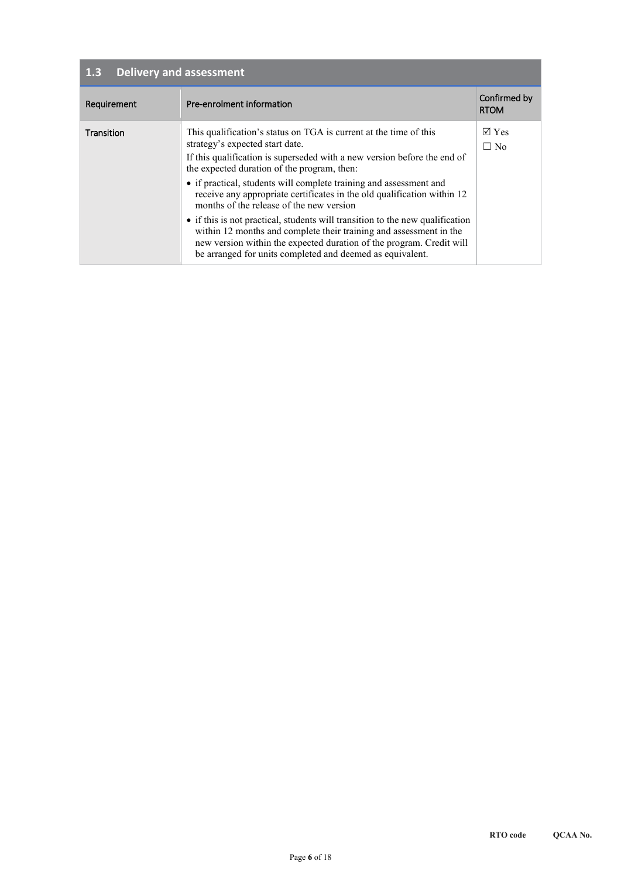## 1.3 Delivery and assessment

| Requirement | Pre-enrolment information | Confirmed by RTOM |
|---|---|---|
| Transition | This qualification's status on TGA is current at the time of this strategy's expected start date.<br>If this qualification is superseded with a new version before the end of the expected duration of the program, then:<br>• if practical, students will complete training and assessment and receive any appropriate certificates in the old qualification within 12 months of the release of the new version<br>• if this is not practical, students will transition to the new qualification within 12 months and complete their training and assessment in the new version within the expected duration of the program. Credit will be arranged for units completed and deemed as equivalent. | ☑ Yes<br>☐ No |

**RTO code** **QCAA No.**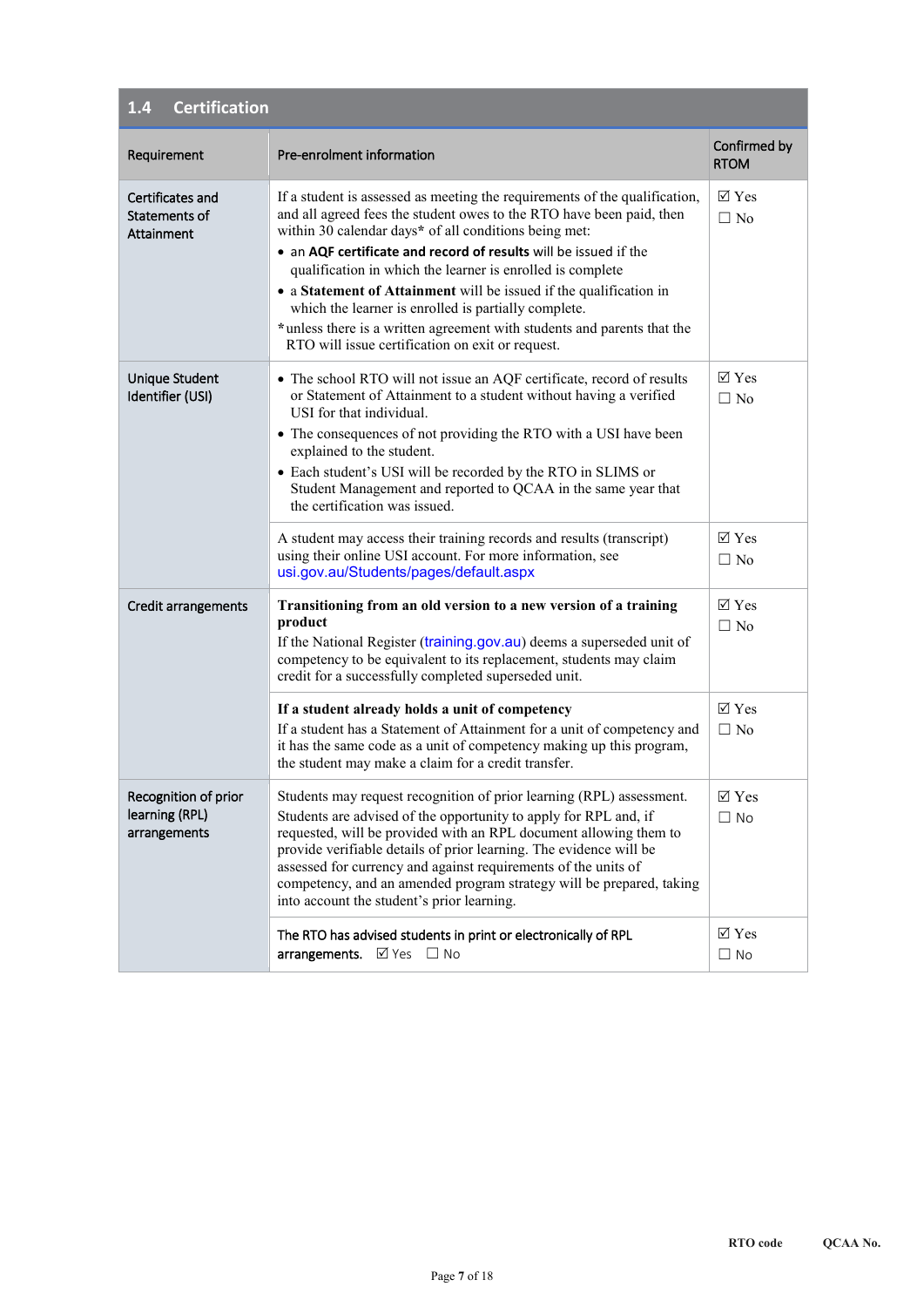## 1.4 Certification

| Requirement | Pre-enrolment information | Confirmed by RTOM |
|---|---|---|
| Certificates and Statements of Attainment | If a student is assessed as meeting the requirements of the qualification, and all agreed fees the student owes to the RTO have been paid, then within 30 calendar days* of all conditions being met:<br>• an **AQF certificate and record of results** will be issued if the qualification in which the learner is enrolled is complete<br>• a **Statement of Attainment** will be issued if the qualification in which the learner is enrolled is partially complete.<br>*unless there is a written agreement with students and parents that the RTO will issue certification on exit or request. | ☑ Yes<br>☐ No |
| Unique Student Identifier (USI) | • The school RTO will not issue an AQF certificate, record of results or Statement of Attainment to a student without having a verified USI for that individual.<br>• The consequences of not providing the RTO with a USI have been explained to the student.<br>• Each student's USI will be recorded by the RTO in SLIMS or Student Management and reported to QCAA in the same year that the certification was issued. | ☑ Yes<br>☐ No |
| | A student may access their training records and results (transcript) using their online USI account. For more information, see usi.gov.au/Students/pages/default.aspx | ☑ Yes<br>☐ No |
| Credit arrangements | **Transitioning from an old version to a new version of a training product**<br>If the National Register (training.gov.au) deems a superseded unit of competency to be equivalent to its replacement, students may claim credit for a successfully completed superseded unit. | ☑ Yes<br>☐ No |
| | **If a student already holds a unit of competency**<br>If a student has a Statement of Attainment for a unit of competency and it has the same code as a unit of competency making up this program, the student may make a claim for a credit transfer. | ☑ Yes<br>☐ No |
| Recognition of prior learning (RPL) arrangements | Students may request recognition of prior learning (RPL) assessment. Students are advised of the opportunity to apply for RPL and, if requested, will be provided with an RPL document allowing them to provide verifiable details of prior learning. The evidence will be assessed for currency and against requirements of the units of competency, and an amended program strategy will be prepared, taking into account the student's prior learning. | ☑ Yes<br>☐ No |
| | The RTO has advised students in print or electronically of RPL arrangements. ☑ Yes ☐ No | ☑ Yes<br>☐ No |

RTO code QCAA No.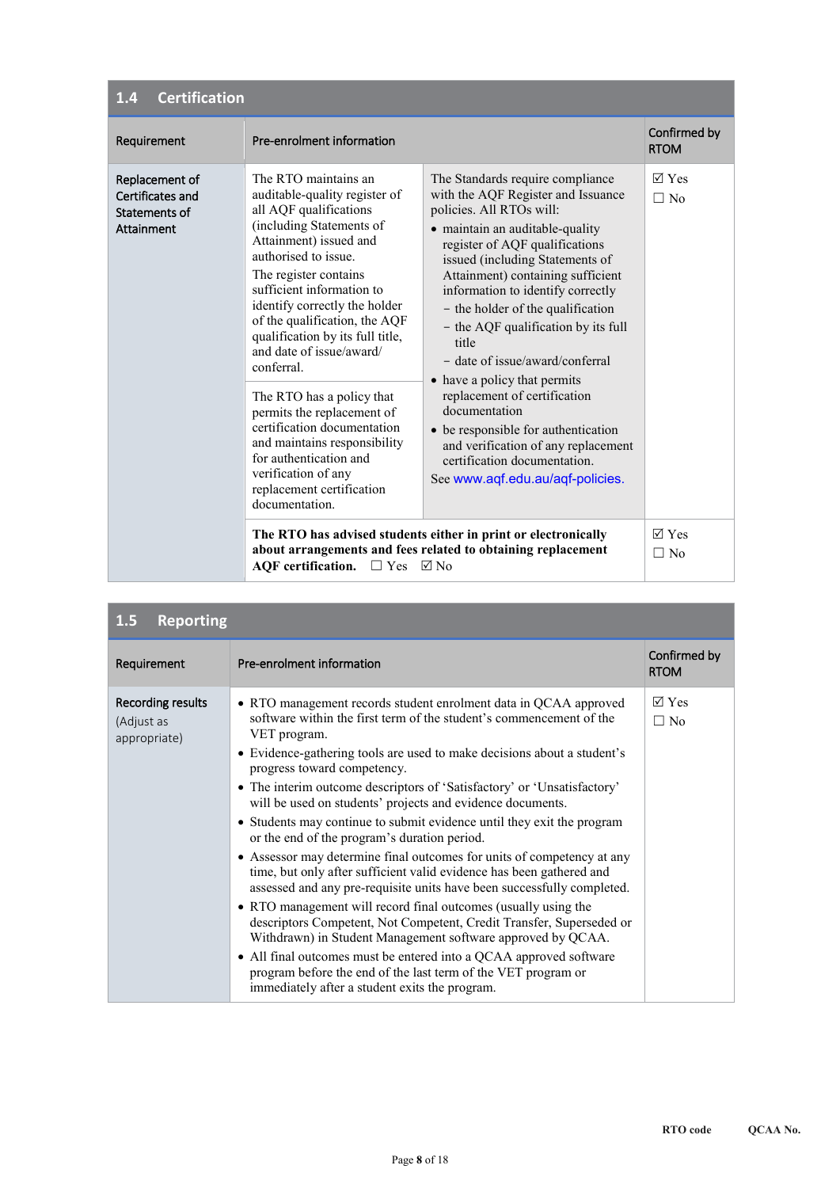## 1.4 Certification

| Requirement | Pre-enrolment information | | Confirmed by RTOM |
|---|---|---|---|
| Replacement of Certificates and Statements of Attainment | The RTO maintains an auditable-quality register of all AQF qualifications (including Statements of Attainment) issued and authorised to issue.<br>The register contains sufficient information to identify correctly the holder of the qualification, the AQF qualification by its full title, and date of issue/award/ conferral. | The Standards require compliance with the AQF Register and Issuance policies. All RTOs will:<br>• maintain an auditable-quality register of AQF qualifications issued (including Statements of Attainment) containing sufficient information to identify correctly<br>– the holder of the qualification<br>– the AQF qualification by its full title<br>– date of issue/award/conferral<br>• have a policy that permits replacement of certification documentation<br>• be responsible for authentication and verification of any replacement certification documentation.<br>See www.aqf.edu.au/aqf-policies. | ☑ Yes<br>☐ No |
| | The RTO has a policy that permits the replacement of certification documentation and maintains responsibility for authentication and verification of any replacement certification documentation. | | |
| | **The RTO has advised students either in print or electronically about arrangements and fees related to obtaining replacement AQF certification.** ☐ Yes ☑ No | | ☑ Yes<br>☐ No |

## 1.5 Reporting

| Requirement | Pre-enrolment information | Confirmed by RTOM |
|---|---|---|
| Recording results<br>(Adjust as appropriate) | • RTO management records student enrolment data in QCAA approved software within the first term of the student's commencement of the VET program.<br>• Evidence-gathering tools are used to make decisions about a student's progress toward competency.<br>• The interim outcome descriptors of 'Satisfactory' or 'Unsatisfactory' will be used on students' projects and evidence documents.<br>• Students may continue to submit evidence until they exit the program or the end of the program's duration period.<br>• Assessor may determine final outcomes for units of competency at any time, but only after sufficient valid evidence has been gathered and assessed and any pre-requisite units have been successfully completed.<br>• RTO management will record final outcomes (usually using the descriptors Competent, Not Competent, Credit Transfer, Superseded or Withdrawn) in Student Management software approved by QCAA.<br>• All final outcomes must be entered into a QCAA approved software program before the end of the last term of the VET program or immediately after a student exits the program. | ☑ Yes<br>☐ No |

RTO code QCAA No.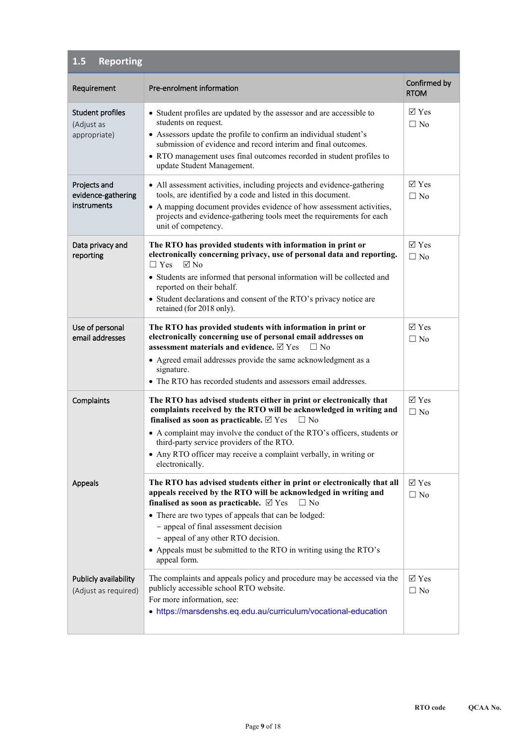## 1.5 Reporting

| Requirement | Pre-enrolment information | Confirmed by RTOM |
|---|---|---|
| Student profiles (Adjust as appropriate) | • Student profiles are updated by the assessor and are accessible to students on request.<br>• Assessors update the profile to confirm an individual student's submission of evidence and record interim and final outcomes.<br>• RTO management uses final outcomes recorded in student profiles to update Student Management. | ☑ Yes<br>☐ No |
| Projects and evidence-gathering instruments | • All assessment activities, including projects and evidence-gathering tools, are identified by a code and listed in this document.<br>• A mapping document provides evidence of how assessment activities, projects and evidence-gathering tools meet the requirements for each unit of competency. | ☑ Yes<br>☐ No |
| Data privacy and reporting | **The RTO has provided students with information in print or electronically concerning privacy, use of personal data and reporting.** ☐ Yes ☑ No<br>• Students are informed that personal information will be collected and reported on their behalf.<br>• Student declarations and consent of the RTO's privacy notice are retained (for 2018 only). | ☑ Yes<br>☐ No |
| Use of personal email addresses | **The RTO has provided students with information in print or electronically concerning use of personal email addresses on assessment materials and evidence.** ☑ Yes ☐ No<br>• Agreed email addresses provide the same acknowledgment as a signature.<br>• The RTO has recorded students and assessors email addresses. | ☑ Yes<br>☐ No |
| Complaints | **The RTO has advised students either in print or electronically that complaints received by the RTO will be acknowledged in writing and finalised as soon as practicable.** ☑ Yes ☐ No<br>• A complaint may involve the conduct of the RTO's officers, students or third-party service providers of the RTO.<br>• Any RTO officer may receive a complaint verbally, in writing or electronically. | ☑ Yes<br>☐ No |
| Appeals | **The RTO has advised students either in print or electronically that all appeals received by the RTO will be acknowledged in writing and finalised as soon as practicable.** ☑ Yes ☐ No<br>• There are two types of appeals that can be lodged:<br>  – appeal of final assessment decision<br>  – appeal of any other RTO decision.<br>• Appeals must be submitted to the RTO in writing using the RTO's appeal form. | ☑ Yes<br>☐ No |
| Publicly availability (Adjust as required) | The complaints and appeals policy and procedure may be accessed via the publicly accessible school RTO website.<br>For more information, see:<br>• https://marsdenshs.eq.edu.au/curriculum/vocational-education | ☑ Yes<br>☐ No |

RTO code QCAA No.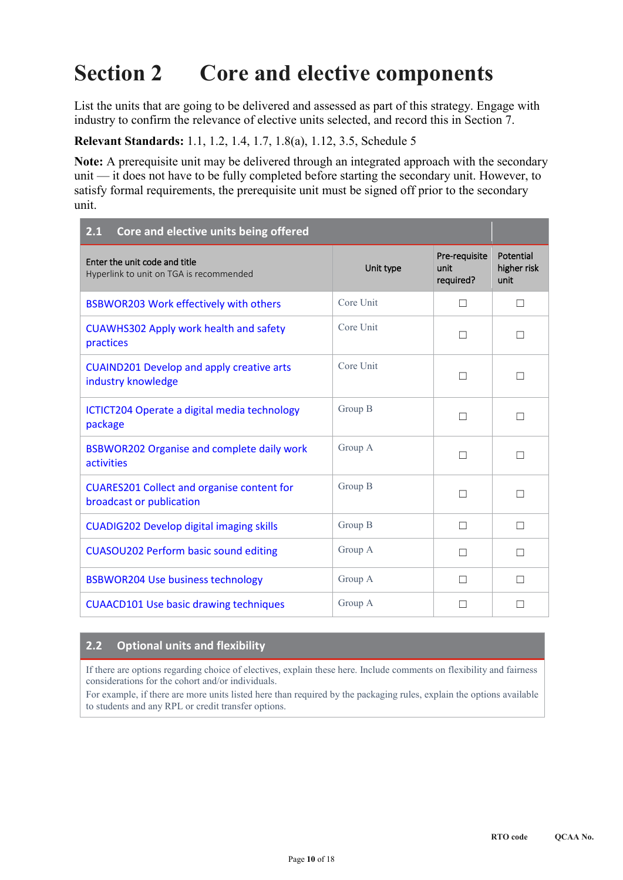# Section 2 Core and elective components

List the units that are going to be delivered and assessed as part of this strategy. Engage with industry to confirm the relevance of elective units selected, and record this in Section 7.

**Relevant Standards:** 1.1, 1.2, 1.4, 1.7, 1.8(a), 1.12, 3.5, Schedule 5

**Note:** A prerequisite unit may be delivered through an integrated approach with the secondary unit — it does not have to be fully completed before starting the secondary unit. However, to satisfy formal requirements, the prerequisite unit must be signed off prior to the secondary unit.

## 2.1 Core and elective units being offered

| Enter the unit code and title<br>Hyperlink to unit on TGA is recommended | Unit type | Pre-requisite unit required? | Potential higher risk unit |
|---|---|---|---|
| BSBWOR203 Work effectively with others | Core Unit | ☐ | ☐ |
| CUAWHS302 Apply work health and safety practices | Core Unit | ☐ | ☐ |
| CUAIND201 Develop and apply creative arts industry knowledge | Core Unit | ☐ | ☐ |
| ICTICT204 Operate a digital media technology package | Group B | ☐ | ☐ |
| BSBWOR202 Organise and complete daily work activities | Group A | ☐ | ☐ |
| CUARES201 Collect and organise content for broadcast or publication | Group B | ☐ | ☐ |
| CUADIG202 Develop digital imaging skills | Group B | ☐ | ☐ |
| CUASOU202 Perform basic sound editing | Group A | ☐ | ☐ |
| BSBWOR204 Use business technology | Group A | ☐ | ☐ |
| CUAACD101 Use basic drawing techniques | Group A | ☐ | ☐ |

## 2.2 Optional units and flexibility

If there are options regarding choice of electives, explain these here. Include comments on flexibility and fairness considerations for the cohort and/or individuals.

For example, if there are more units listed here than required by the packaging rules, explain the options available to students and any RPL or credit transfer options.

RTO code QCAA No.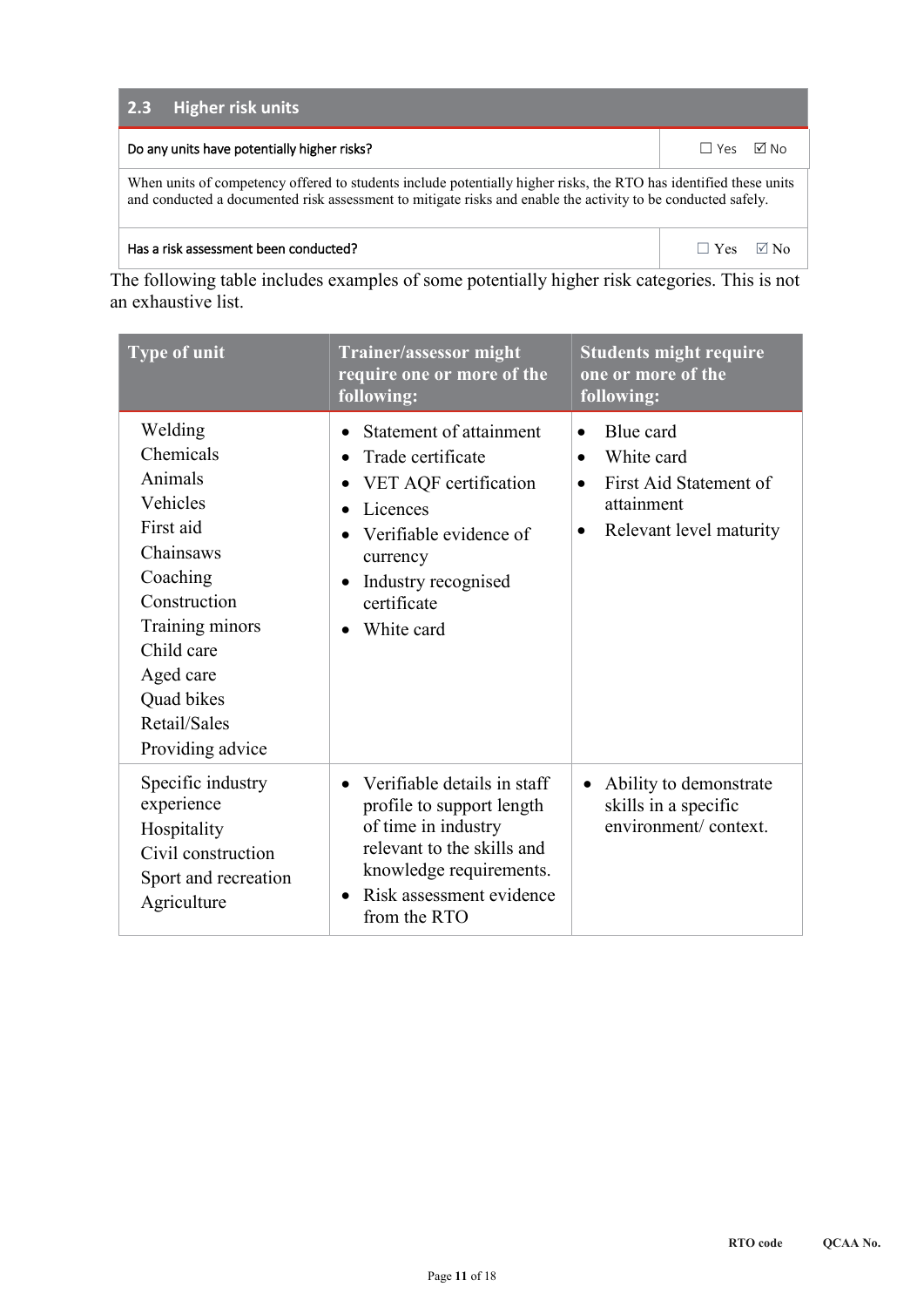## 2.3 Higher risk units

| Do any units have potentially higher risks? | ☐ Yes ☑ No |
|---|---|
| When units of competency offered to students include potentially higher risks, the RTO has identified these units and conducted a documented risk assessment to mitigate risks and enable the activity to be conducted safely. | |
| Has a risk assessment been conducted? | ☐ Yes ☑ No |

The following table includes examples of some potentially higher risk categories. This is not an exhaustive list.

| Type of unit | Trainer/assessor might require one or more of the following: | Students might require one or more of the following: |
|---|---|---|
| Welding<br>Chemicals<br>Animals<br>Vehicles<br>First aid<br>Chainsaws<br>Coaching<br>Construction<br>Training minors<br>Child care<br>Aged care<br>Quad bikes<br>Retail/Sales<br>Providing advice | • Statement of attainment<br>• Trade certificate<br>• VET AQF certification<br>• Licences<br>• Verifiable evidence of currency<br>• Industry recognised certificate<br>• White card | • Blue card<br>• White card<br>• First Aid Statement of attainment<br>• Relevant level maturity |
| Specific industry experience<br>Hospitality<br>Civil construction<br>Sport and recreation<br>Agriculture | • Verifiable details in staff profile to support length of time in industry relevant to the skills and knowledge requirements.<br>• Risk assessment evidence from the RTO | • Ability to demonstrate skills in a specific environment/ context. |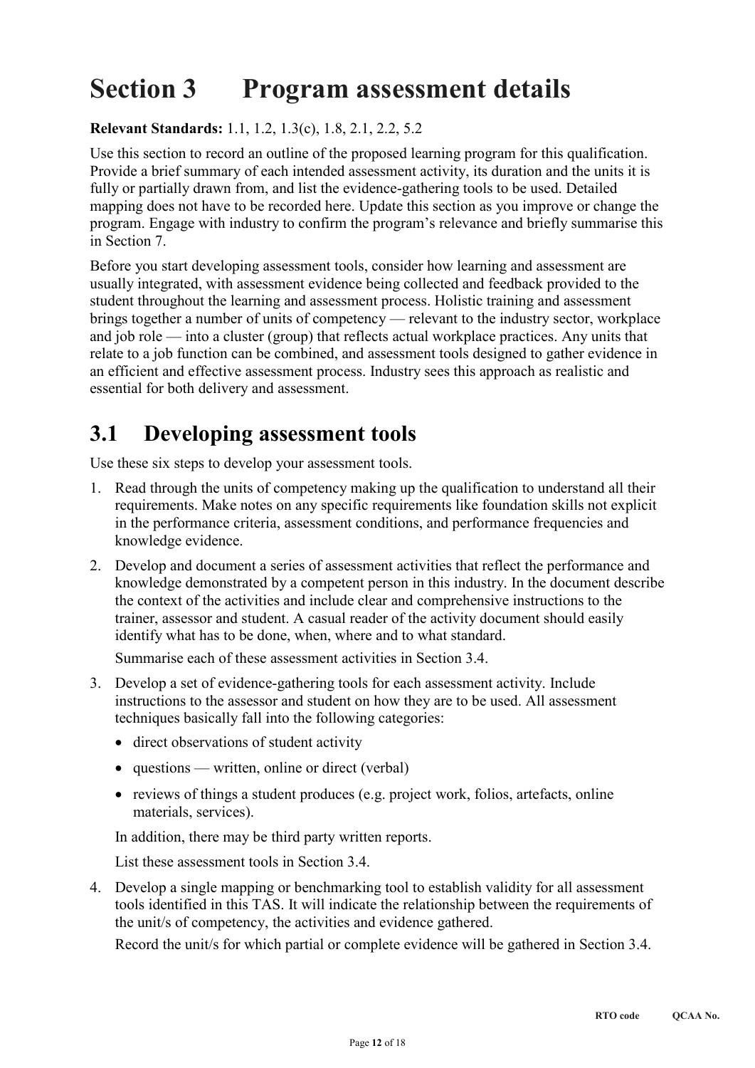# Section 3 Program assessment details

**Relevant Standards:** 1.1, 1.2, 1.3(c), 1.8, 2.1, 2.2, 5.2

Use this section to record an outline of the proposed learning program for this qualification. Provide a brief summary of each intended assessment activity, its duration and the units it is fully or partially drawn from, and list the evidence-gathering tools to be used. Detailed mapping does not have to be recorded here. Update this section as you improve or change the program. Engage with industry to confirm the program's relevance and briefly summarise this in Section 7.

Before you start developing assessment tools, consider how learning and assessment are usually integrated, with assessment evidence being collected and feedback provided to the student throughout the learning and assessment process. Holistic training and assessment brings together a number of units of competency — relevant to the industry sector, workplace and job role — into a cluster (group) that reflects actual workplace practices. Any units that relate to a job function can be combined, and assessment tools designed to gather evidence in an efficient and effective assessment process. Industry sees this approach as realistic and essential for both delivery and assessment.

## 3.1 Developing assessment tools

Use these six steps to develop your assessment tools.

1. Read through the units of competency making up the qualification to understand all their requirements. Make notes on any specific requirements like foundation skills not explicit in the performance criteria, assessment conditions, and performance frequencies and knowledge evidence.
2. Develop and document a series of assessment activities that reflect the performance and knowledge demonstrated by a competent person in this industry. In the document describe the context of the activities and include clear and comprehensive instructions to the trainer, assessor and student. A casual reader of the activity document should easily identify what has to be done, when, where and to what standard.

   Summarise each of these assessment activities in Section 3.4.
3. Develop a set of evidence-gathering tools for each assessment activity. Include instructions to the assessor and student on how they are to be used. All assessment techniques basically fall into the following categories:
   - direct observations of student activity
   - questions — written, online or direct (verbal)
   - reviews of things a student produces (e.g. project work, folios, artefacts, online materials, services).

   In addition, there may be third party written reports.

   List these assessment tools in Section 3.4.
4. Develop a single mapping or benchmarking tool to establish validity for all assessment tools identified in this TAS. It will indicate the relationship between the requirements of the unit/s of competency, the activities and evidence gathered.

   Record the unit/s for which partial or complete evidence will be gathered in Section 3.4.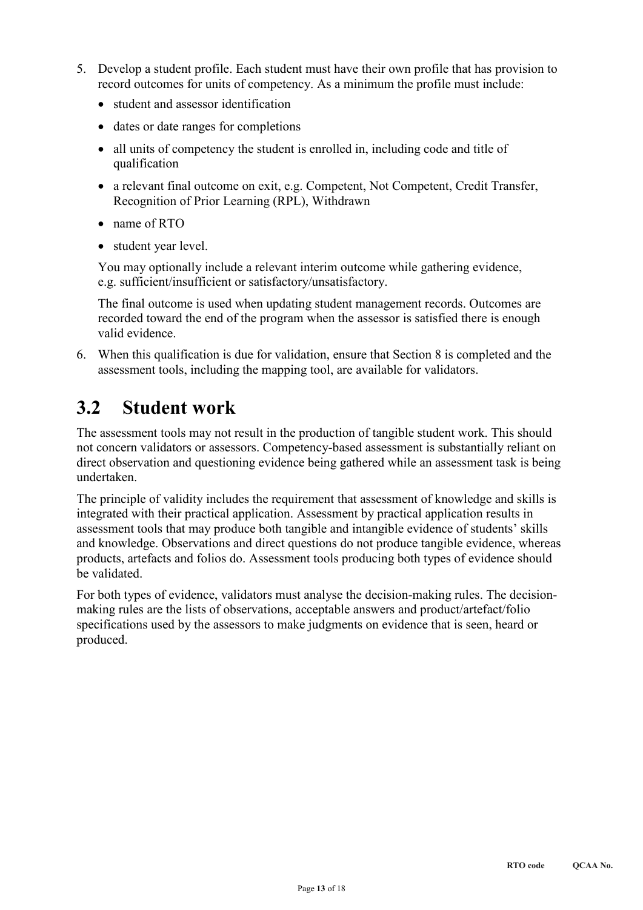5. Develop a student profile. Each student must have their own profile that has provision to record outcomes for units of competency. As a minimum the profile must include:
   - student and assessor identification
   - dates or date ranges for completions
   - all units of competency the student is enrolled in, including code and title of qualification
   - a relevant final outcome on exit, e.g. Competent, Not Competent, Credit Transfer, Recognition of Prior Learning (RPL), Withdrawn
   - name of RTO
   - student year level.

   You may optionally include a relevant interim outcome while gathering evidence, e.g. sufficient/insufficient or satisfactory/unsatisfactory.

   The final outcome is used when updating student management records. Outcomes are recorded toward the end of the program when the assessor is satisfied there is enough valid evidence.

6. When this qualification is due for validation, ensure that Section 8 is completed and the assessment tools, including the mapping tool, are available for validators.

## 3.2 Student work

The assessment tools may not result in the production of tangible student work. This should not concern validators or assessors. Competency-based assessment is substantially reliant on direct observation and questioning evidence being gathered while an assessment task is being undertaken.

The principle of validity includes the requirement that assessment of knowledge and skills is integrated with their practical application. Assessment by practical application results in assessment tools that may produce both tangible and intangible evidence of students' skills and knowledge. Observations and direct questions do not produce tangible evidence, whereas products, artefacts and folios do. Assessment tools producing both types of evidence should be validated.

For both types of evidence, validators must analyse the decision-making rules. The decision-making rules are the lists of observations, acceptable answers and product/artefact/folio specifications used by the assessors to make judgments on evidence that is seen, heard or produced.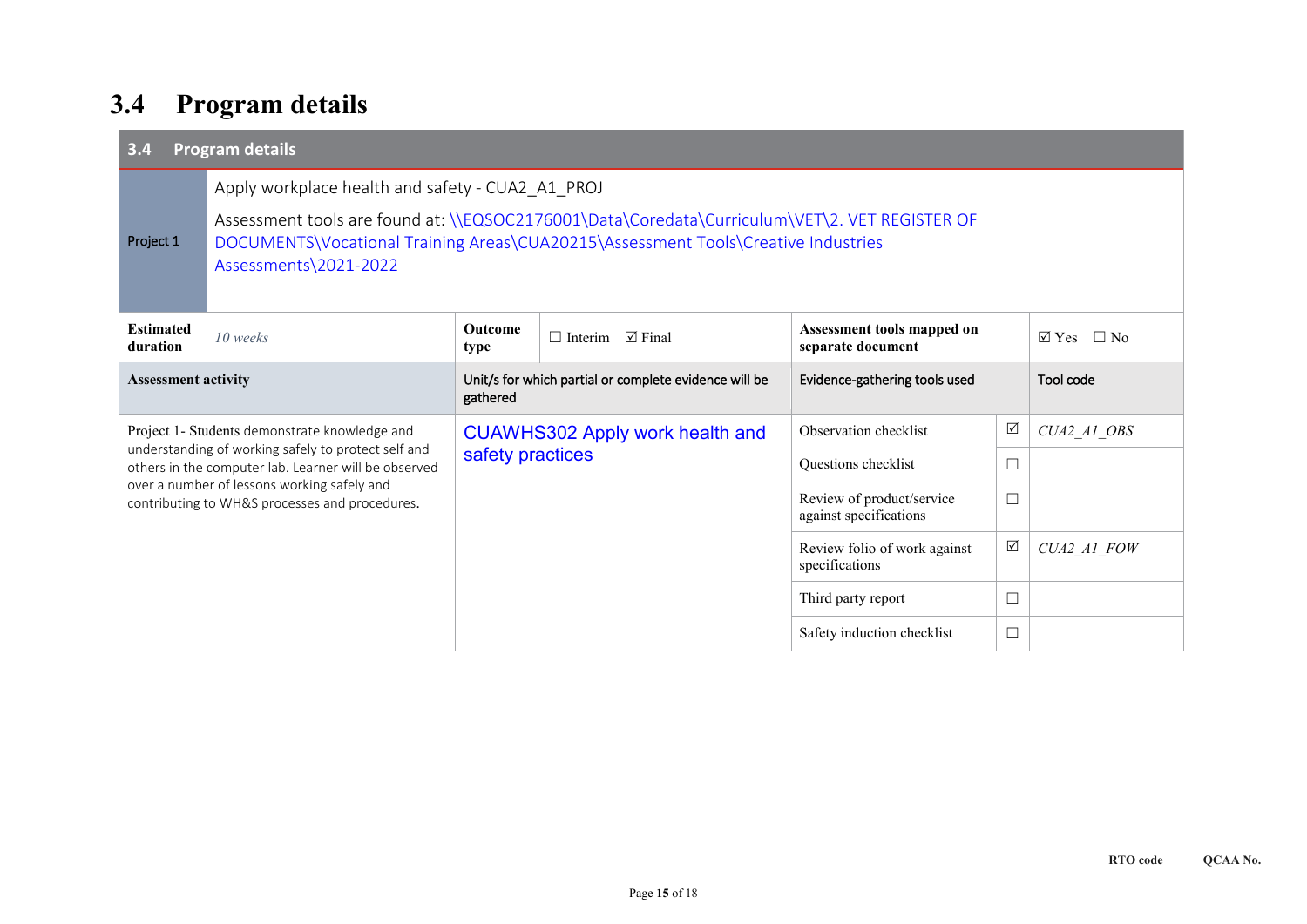## 3.4 Program details

| 3.4 Program details | | | | | | |
|---|---|---|---|---|---|---|
| Project 1 | Apply workplace health and safety - CUA2_A1_PROJ<br><br>Assessment tools are found at: \\EQSOC2176001\Data\Coredata\Curriculum\VET\2. VET REGISTER OF DOCUMENTS\Vocational Training Areas\CUA20215\Assessment Tools\Creative Industries Assessments\2021-2022 | | | | | |
| **Estimated duration** | *10 weeks* | **Outcome type** | ☐ Interim ☑ Final | **Assessment tools mapped on separate document** | | ☑ Yes ☐ No |
| **Assessment activity** | | Unit/s for which partial or complete evidence will be gathered | | Evidence-gathering tools used | | Tool code |
| Project 1- Students demonstrate knowledge and understanding of working safely to protect self and others in the computer lab. Learner will be observed over a number of lessons working safely and contributing to WH&S processes and procedures. | | CUAWHS302 Apply work health and safety practices | | Observation checklist | ☑ | *CUA2_A1_OBS* |
| | | | | Questions checklist | ☐ | |
| | | | | Review of product/service against specifications | ☐ | |
| | | | | Review folio of work against specifications | ☑ | *CUA2_A1_FOW* |
| | | | | Third party report | ☐ | |
| | | | | Safety induction checklist | ☐ | |

**RTO code** **QCAA No.**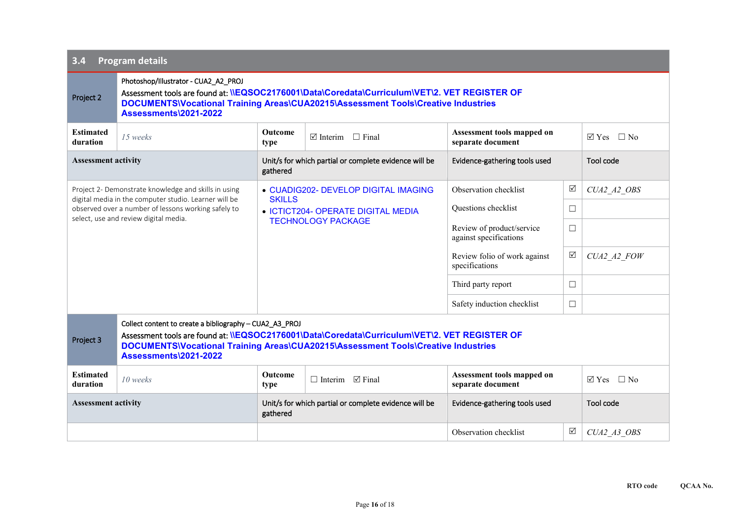## 3.4 Program details

| | | | | | | |
|---|---|---|---|---|---|---|
| Project 2 | Photoshop/Illustrator - CUA2_A2_PROJ<br>Assessment tools are found at: **\\EQSOC2176001\Data\Coredata\Curriculum\VET\2. VET REGISTER OF DOCUMENTS\Vocational Training Areas\CUA20215\Assessment Tools\Creative Industries Assessments\2021-2022** | | | | | |
| **Estimated duration** | *15 weeks* | **Outcome type** | ☑ Interim ☐ Final | **Assessment tools mapped on separate document** | | ☑ Yes ☐ No |
| **Assessment activity** | | Unit/s for which partial or complete evidence will be gathered | | Evidence-gathering tools used | | Tool code |
| Project 2- Demonstrate knowledge and skills in using digital media in the computer studio. Learner will be observed over a number of lessons working safely to select, use and review digital media. | | • CUADIG202- DEVELOP DIGITAL IMAGING SKILLS<br>• ICTICT204- OPERATE DIGITAL MEDIA TECHNOLOGY PACKAGE | | Observation checklist | ☑ | *CUA2_A2_OBS* |
| | | | | Questions checklist | ☐ | |
| | | | | Review of product/service against specifications | ☐ | |
| | | | | Review folio of work against specifications | ☑ | *CUA2_A2_FOW* |
| | | | | Third party report | ☐ | |
| | | | | Safety induction checklist | ☐ | |
| Project 3 | Collect content to create a bibliography – CUA2_A3_PROJ<br>Assessment tools are found at: **\\EQSOC2176001\Data\Coredata\Curriculum\VET\2. VET REGISTER OF DOCUMENTS\Vocational Training Areas\CUA20215\Assessment Tools\Creative Industries Assessments\2021-2022** | | | | | |
| **Estimated duration** | *10 weeks* | **Outcome type** | ☐ Interim ☑ Final | **Assessment tools mapped on separate document** | | ☑ Yes ☐ No |
| **Assessment activity** | | Unit/s for which partial or complete evidence will be gathered | | Evidence-gathering tools used | | Tool code |
| | | | | Observation checklist | ☑ | *CUA2_A3_OBS* |

**RTO code** **QCAA No.**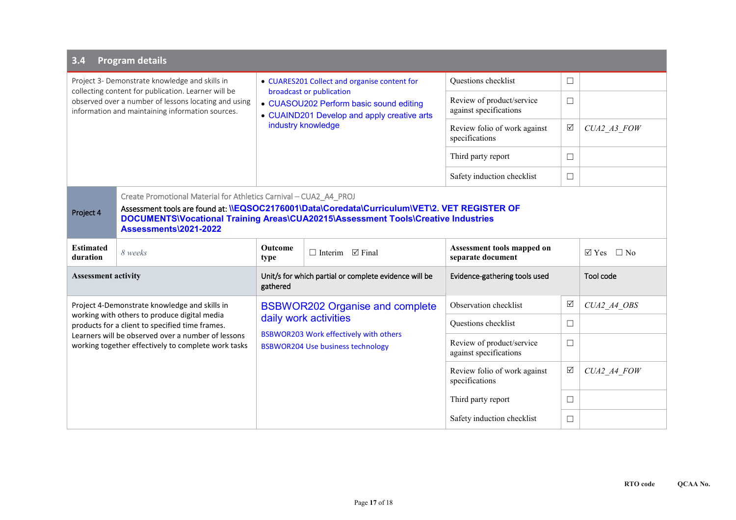## 3.4 Program details

| | | | | | |
|---|---|---|---|---|---|
| Project 3- Demonstrate knowledge and skills in collecting content for publication. Learner will be observed over a number of lessons locating and using information and maintaining information sources. | • CUARES201 Collect and organise content for broadcast or publication<br>• CUASOU202 Perform basic sound editing<br>• CUAIND201 Develop and apply creative arts industry knowledge | Questions checklist | ☐ | | |
| | | Review of product/service against specifications | ☐ | | |
| | | Review folio of work against specifications | ☑ | *CUA2_A3_FOW* | |
| | | Third party report | ☐ | | |
| | | Safety induction checklist | ☐ | | |

| | |
|---|---|
| Project 4 | Create Promotional Material for Athletics Carnival – CUA2_A4_PROJ<br>Assessment tools are found at: **\\EQSOC2176001\Data\Coredata\Curriculum\VET\2. VET REGISTER OF DOCUMENTS\Vocational Training Areas\CUA20215\Assessment Tools\Creative Industries Assessments\2021-2022** |

| **Estimated duration** | *8 weeks* | **Outcome type** | ☐ Interim ☑ Final | **Assessment tools mapped on separate document** | ☑ Yes ☐ No |
|---|---|---|---|---|---|

| **Assessment activity** | Unit/s for which partial or complete evidence will be gathered | Evidence-gathering tools used | | Tool code |
|---|---|---|---|---|
| Project 4-Demonstrate knowledge and skills in working with others to produce digital media products for a client to specified time frames. Learners will be observed over a number of lessons working together effectively to complete work tasks | BSBWOR202 Organise and complete daily work activities<br>BSBWOR203 Work effectively with others<br>BSBWOR204 Use business technology | Observation checklist | ☑ | *CUA2_A4_OBS* |
| | | Questions checklist | ☐ | |
| | | Review of product/service against specifications | ☐ | |
| | | Review folio of work against specifications | ☑ | *CUA2_A4_FOW* |
| | | Third party report | ☐ | |
| | | Safety induction checklist | ☐ | |

**RTO code** **QCAA No.**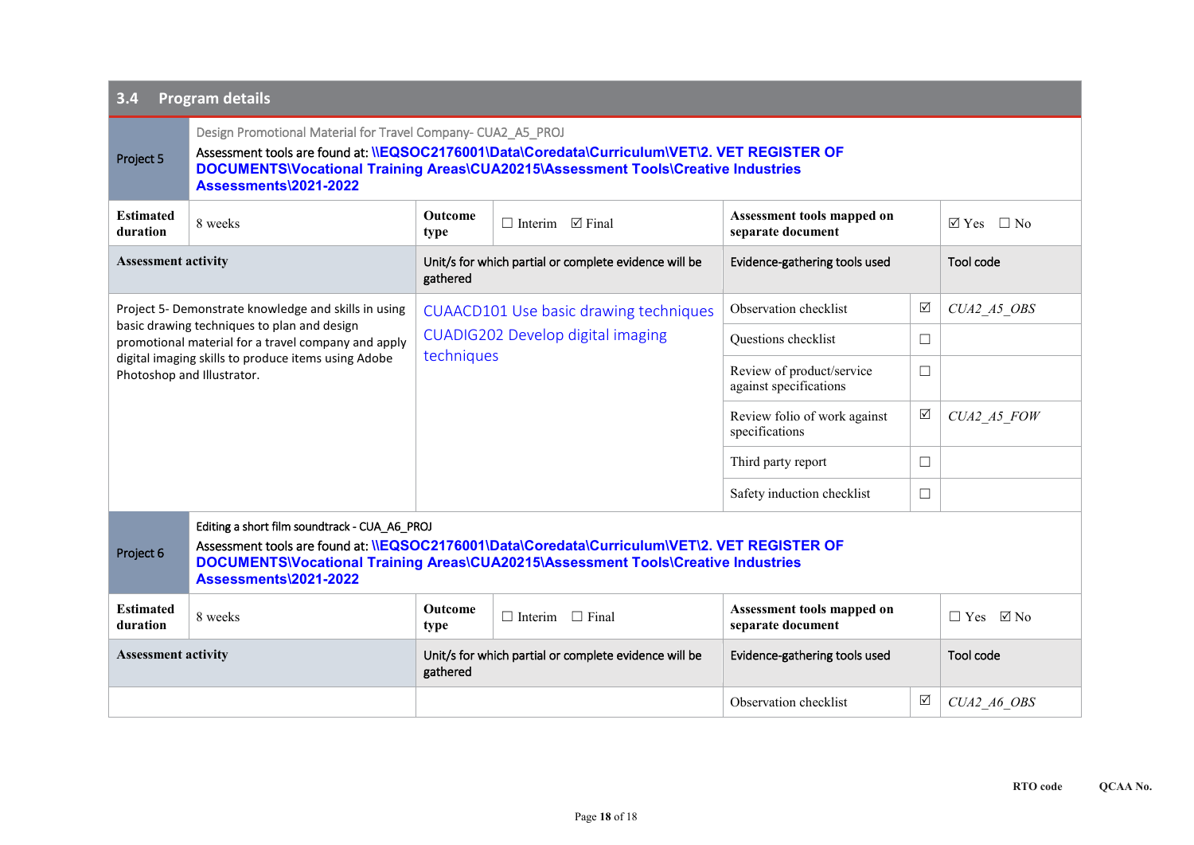## 3.4 Program details

| Project 5 | Design Promotional Material for Travel Company- CUA2_A5_PROJ<br>Assessment tools are found at: **\\EQSOC2176001\Data\Coredata\Curriculum\VET\2. VET REGISTER OF DOCUMENTS\Vocational Training Areas\CUA20215\Assessment Tools\Creative Industries Assessments\2021-2022** | | | | |
|---|---|---|---|---|---|
| **Estimated duration** | 8 weeks | **Outcome type** | ☐ Interim ☑ Final | **Assessment tools mapped on separate document** | ☑ Yes ☐ No |
| **Assessment activity** | | Unit/s for which partial or complete evidence will be gathered | Evidence-gathering tools used | | Tool code |
| Project 5- Demonstrate knowledge and skills in using basic drawing techniques to plan and design promotional material for a travel company and apply digital imaging skills to produce items using Adobe Photoshop and Illustrator. | | CUAACD101 Use basic drawing techniques<br>CUADIG202 Develop digital imaging techniques | Observation checklist | ☑ | *CUA2_A5_OBS* |
| | | | Questions checklist | ☐ | |
| | | | Review of product/service against specifications | ☐ | |
| | | | Review folio of work against specifications | ☑ | *CUA2_A5_FOW* |
| | | | Third party report | ☐ | |
| | | | Safety induction checklist | ☐ | |

| Project 6 | Editing a short film soundtrack - CUA_A6_PROJ<br>Assessment tools are found at: **\\EQSOC2176001\Data\Coredata\Curriculum\VET\2. VET REGISTER OF DOCUMENTS\Vocational Training Areas\CUA20215\Assessment Tools\Creative Industries Assessments\2021-2022** | | | | |
|---|---|---|---|---|---|
| **Estimated duration** | 8 weeks | **Outcome type** | ☐ Interim ☐ Final | **Assessment tools mapped on separate document** | ☐ Yes ☑ No |
| **Assessment activity** | | Unit/s for which partial or complete evidence will be gathered | Evidence-gathering tools used | | Tool code |
| | | | Observation checklist | ☑ | *CUA2_A6_OBS* |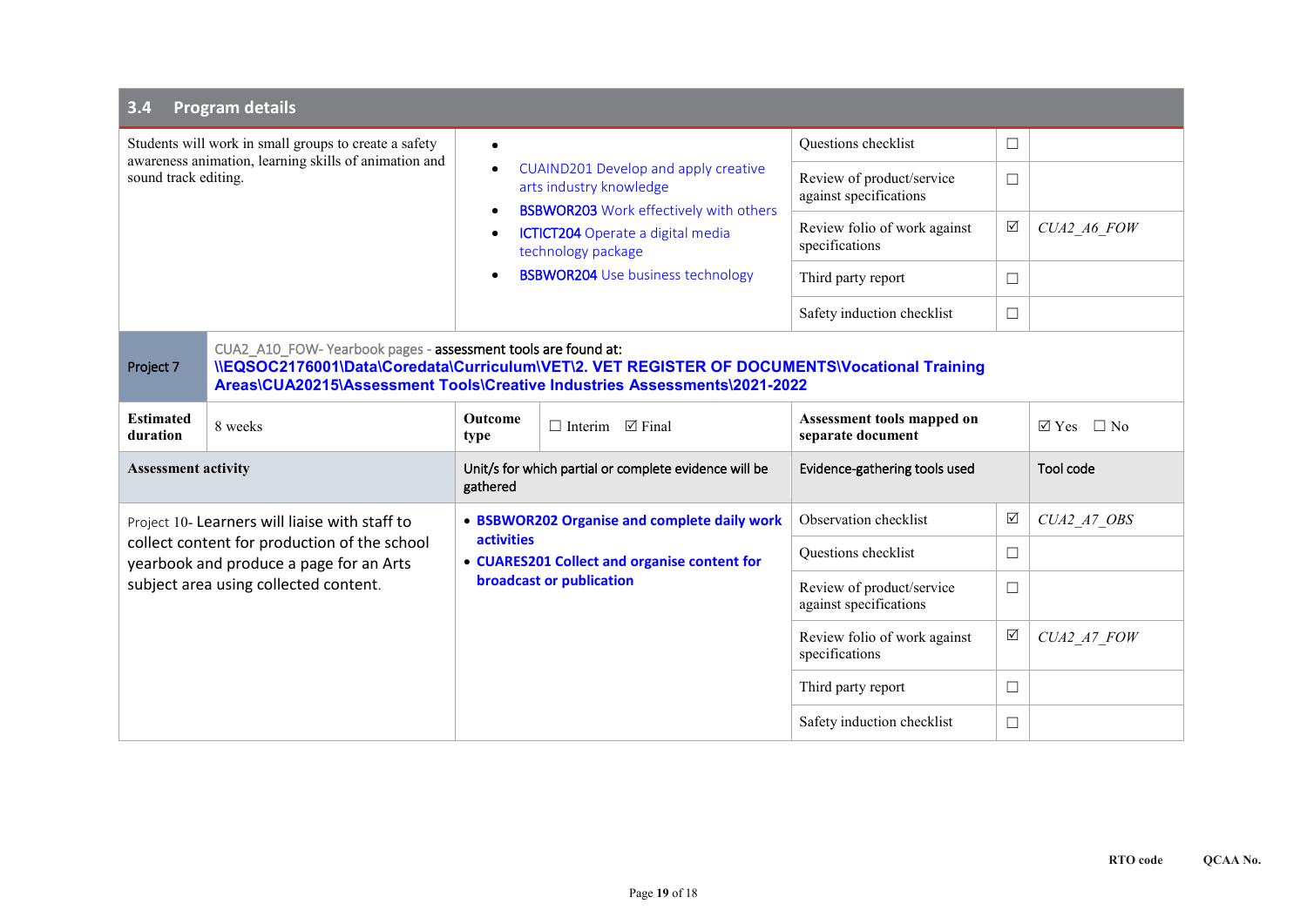## 3.4 Program details

| | | | | |
|---|---|---|---|---|
| Students will work in small groups to create a safety awareness animation, learning skills of animation and sound track editing. | • <br>• CUAIND201 Develop and apply creative arts industry knowledge<br>• BSBWOR203 Work effectively with others<br>• ICTICT204 Operate a digital media technology package<br>• BSBWOR204 Use business technology | Questions checklist | ☐ | |
| | | Review of product/service against specifications | ☐ | |
| | | Review folio of work against specifications | ☑ | *CUA2_A6_FOW* |
| | | Third party report | ☐ | |
| | | Safety induction checklist | ☐ | |

| Project 7 | CUA2_A10_FOW- Yearbook pages - assessment tools are found at: **\\EQSOC2176001\Data\Coredata\Curriculum\VET\2. VET REGISTER OF DOCUMENTS\Vocational Training Areas\CUA20215\Assessment Tools\Creative Industries Assessments\2021-2022** | | | | | |
|---|---|---|---|---|---|---|
| **Estimated duration** | 8 weeks | **Outcome type** | ☐ Interim ☑ Final | **Assessment tools mapped on separate document** | ☑ Yes ☐ No | |

| Assessment activity | Unit/s for which partial or complete evidence will be gathered | Evidence-gathering tools used | | Tool code |
|---|---|---|---|---|
| Project 10- Learners will liaise with staff to collect content for production of the school yearbook and produce a page for an Arts subject area using collected content. | • **BSBWOR202 Organise and complete daily work activities**<br>• **CUARES201 Collect and organise content for broadcast or publication** | Observation checklist | ☑ | *CUA2_A7_OBS* |
| | | Questions checklist | ☐ | |
| | | Review of product/service against specifications | ☐ | |
| | | Review folio of work against specifications | ☑ | *CUA2_A7_FOW* |
| | | Third party report | ☐ | |
| | | Safety induction checklist | ☐ | |

RTO code QCAA No.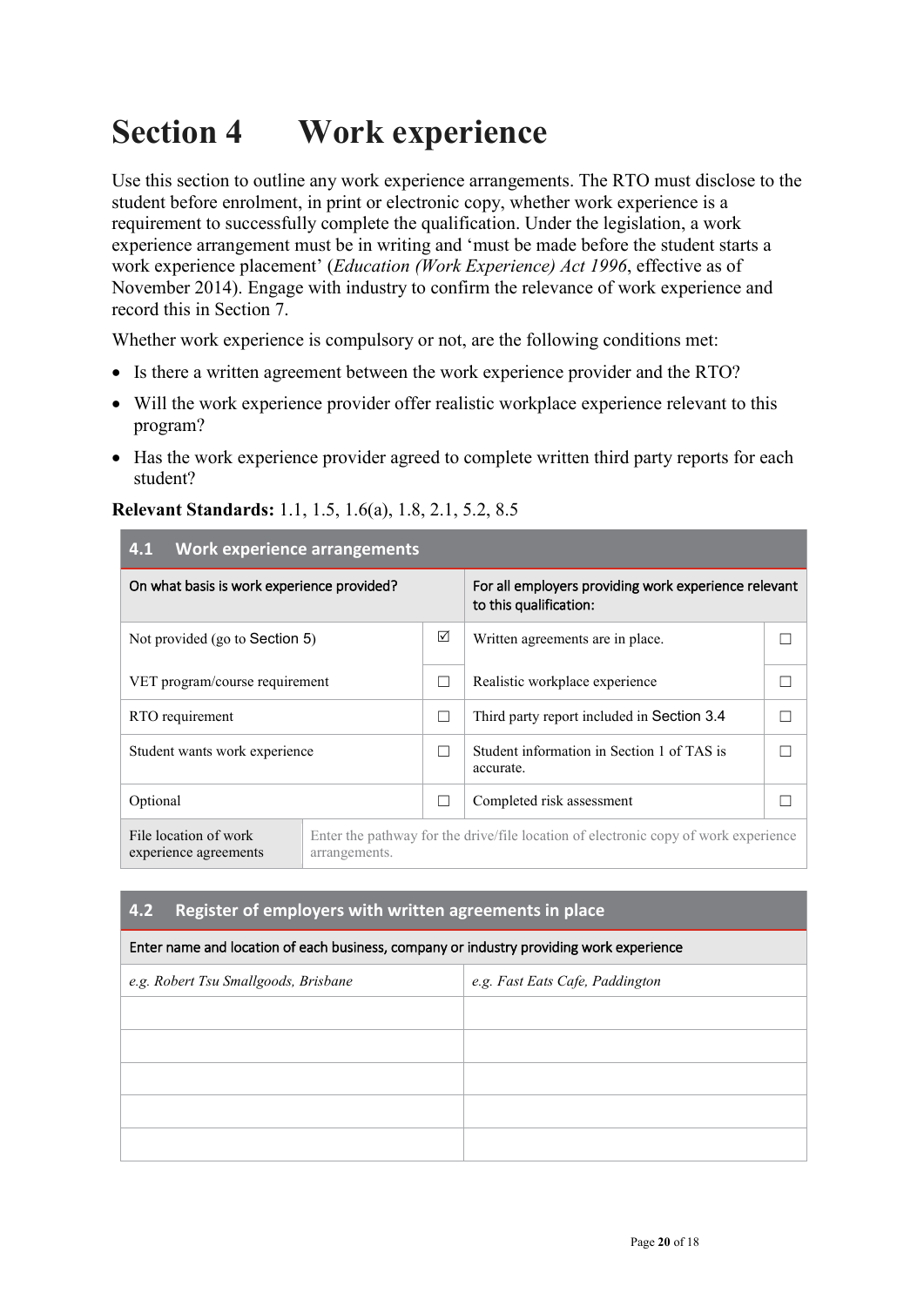# Section 4 Work experience

Use this section to outline any work experience arrangements. The RTO must disclose to the student before enrolment, in print or electronic copy, whether work experience is a requirement to successfully complete the qualification. Under the legislation, a work experience arrangement must be in writing and 'must be made before the student starts a work experience placement' (*Education (Work Experience) Act 1996*, effective as of November 2014). Engage with industry to confirm the relevance of work experience and record this in Section 7.

Whether work experience is compulsory or not, are the following conditions met:

- Is there a written agreement between the work experience provider and the RTO?
- Will the work experience provider offer realistic workplace experience relevant to this program?
- Has the work experience provider agreed to complete written third party reports for each student?

**Relevant Standards:** 1.1, 1.5, 1.6(a), 1.8, 2.1, 5.2, 8.5

| 4.1 Work experience arrangements | | | |
|---|---|---|---|
| On what basis is work experience provided? | | For all employers providing work experience relevant to this qualification: | |
| Not provided (go to Section 5) | ☑ | Written agreements are in place. | ☐ |
| VET program/course requirement | ☐ | Realistic workplace experience | ☐ |
| RTO requirement | ☐ | Third party report included in Section 3.4 | ☐ |
| Student wants work experience | ☐ | Student information in Section 1 of TAS is accurate. | ☐ |
| Optional | ☐ | Completed risk assessment | ☐ |
| File location of work experience agreements | Enter the pathway for the drive/file location of electronic copy of work experience arrangements. | | |

| 4.2 Register of employers with written agreements in place | |
|---|---|
| Enter name and location of each business, company or industry providing work experience | |
| *e.g. Robert Tsu Smallgoods, Brisbane* | *e.g. Fast Eats Cafe, Paddington* |
| | |
| | |
| | |
| | |
| | |